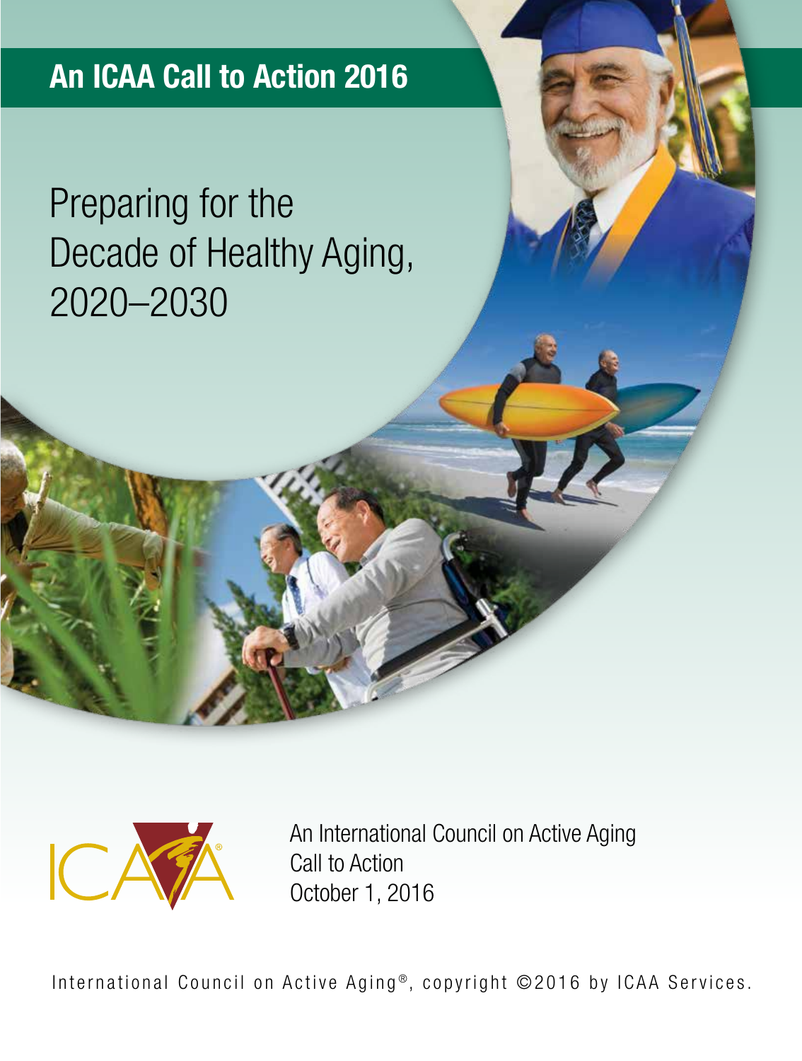**An ICAA Call to Action 2016**

# Preparing for the Decade of Healthy Aging, 2020–2030

ICAA®

An International Council on Active Aging
Call to Action
October 1, 2016

International Council on Active Aging®, copyright ©2016 by ICAA Services.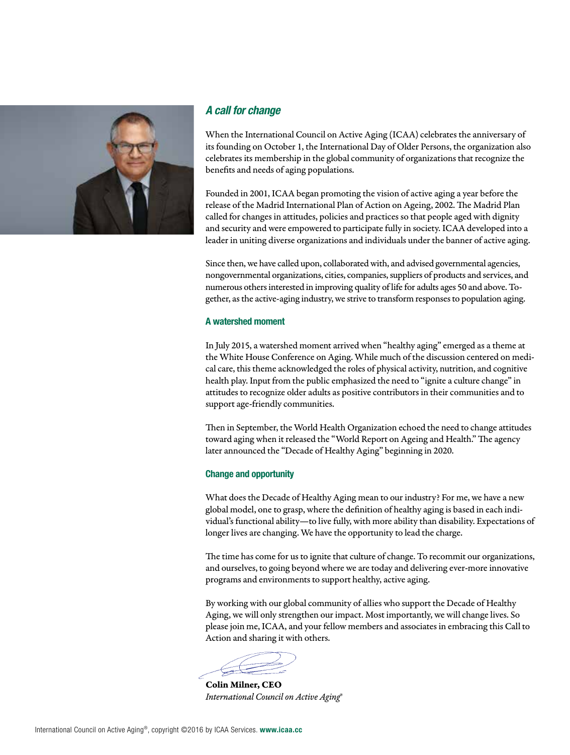## *A call for change*

When the International Council on Active Aging (ICAA) celebrates the anniversary of its founding on October 1, the International Day of Older Persons, the organization also celebrates its membership in the global community of organizations that recognize the benefits and needs of aging populations.

Founded in 2001, ICAA began promoting the vision of active aging a year before the release of the Madrid International Plan of Action on Ageing, 2002. The Madrid Plan called for changes in attitudes, policies and practices so that people aged with dignity and security and were empowered to participate fully in society. ICAA developed into a leader in uniting diverse organizations and individuals under the banner of active aging.

Since then, we have called upon, collaborated with, and advised governmental agencies, nongovernmental organizations, cities, companies, suppliers of products and services, and numerous others interested in improving quality of life for adults ages 50 and above. Together, as the active-aging industry, we strive to transform responses to population aging.

### A watershed moment

In July 2015, a watershed moment arrived when "healthy aging" emerged as a theme at the White House Conference on Aging. While much of the discussion centered on medical care, this theme acknowledged the roles of physical activity, nutrition, and cognitive health play. Input from the public emphasized the need to "ignite a culture change" in attitudes to recognize older adults as positive contributors in their communities and to support age-friendly communities.

Then in September, the World Health Organization echoed the need to change attitudes toward aging when it released the "World Report on Ageing and Health." The agency later announced the "Decade of Healthy Aging" beginning in 2020.

### Change and opportunity

What does the Decade of Healthy Aging mean to our industry? For me, we have a new global model, one to grasp, where the definition of healthy aging is based in each individual's functional ability—to live fully, with more ability than disability. Expectations of longer lives are changing. We have the opportunity to lead the charge.

The time has come for us to ignite that culture of change. To recommit our organizations, and ourselves, to going beyond where we are today and delivering ever-more innovative programs and environments to support healthy, active aging.

By working with our global community of allies who support the Decade of Healthy Aging, we will only strengthen our impact. Most importantly, we will change lives. So please join me, ICAA, and your fellow members and associates in embracing this Call to Action and sharing it with others.

**Colin Milner, CEO**
*International Council on Active Aging®*

International Council on Active Aging®, copyright ©2016 by ICAA Services. **www.icaa.cc**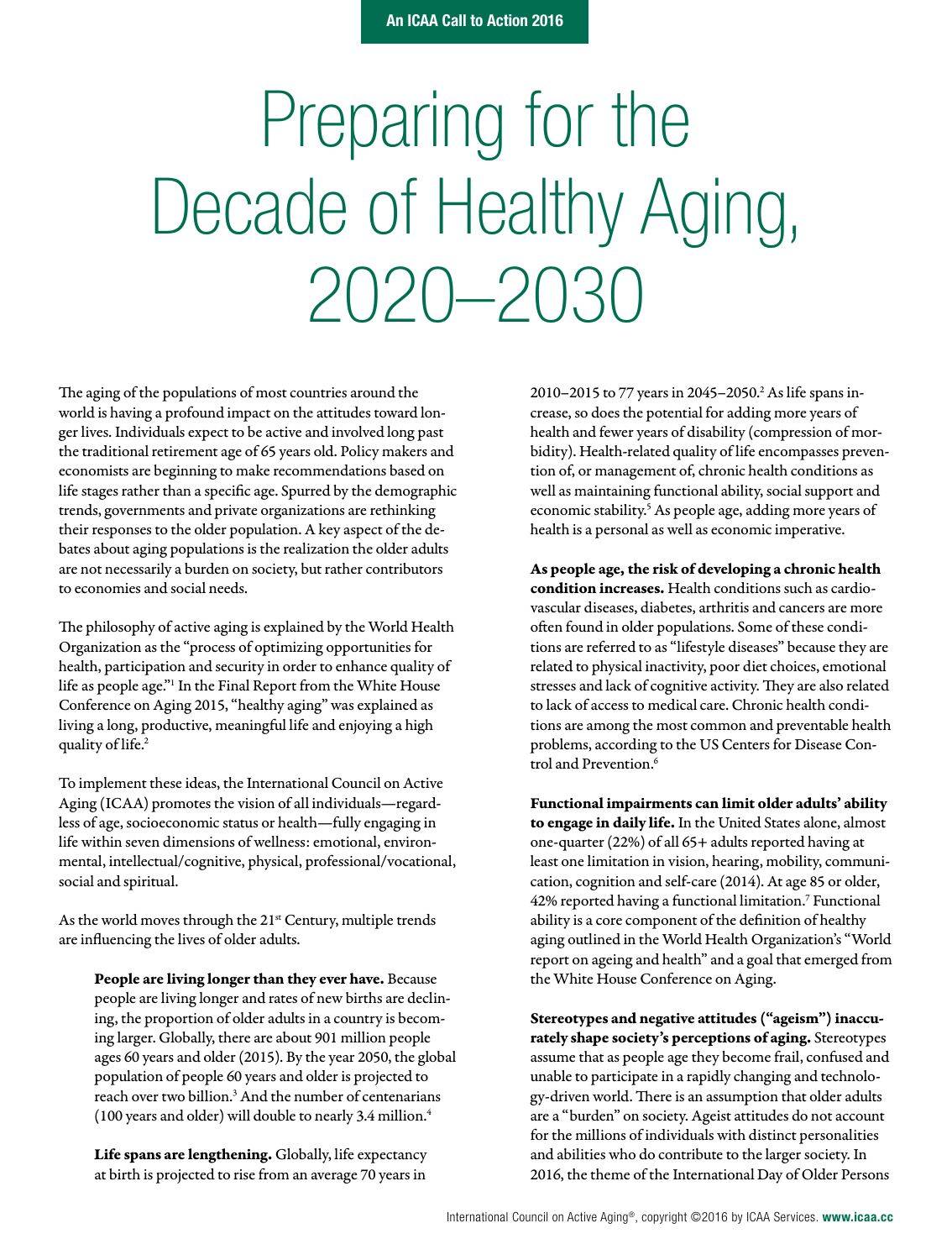An ICAA Call to Action 2016

# Preparing for the Decade of Healthy Aging, 2020–2030

The aging of the populations of most countries around the world is having a profound impact on the attitudes toward longer lives. Individuals expect to be active and involved long past the traditional retirement age of 65 years old. Policy makers and economists are beginning to make recommendations based on life stages rather than a specific age. Spurred by the demographic trends, governments and private organizations are rethinking their responses to the older population. A key aspect of the debates about aging populations is the realization the older adults are not necessarily a burden on society, but rather contributors to economies and social needs.

The philosophy of active aging is explained by the World Health Organization as the "process of optimizing opportunities for health, participation and security in order to enhance quality of life as people age."[1] In the Final Report from the White House Conference on Aging 2015, "healthy aging" was explained as living a long, productive, meaningful life and enjoying a high quality of life.[2]

To implement these ideas, the International Council on Active Aging (ICAA) promotes the vision of all individuals—regardless of age, socioeconomic status or health—fully engaging in life within seven dimensions of wellness: emotional, environmental, intellectual/cognitive, physical, professional/vocational, social and spiritual.

As the world moves through the 21st Century, multiple trends are influencing the lives of older adults.

**People are living longer than they ever have.** Because people are living longer and rates of new births are declining, the proportion of older adults in a country is becoming larger. Globally, there are about 901 million people ages 60 years and older (2015). By the year 2050, the global population of people 60 years and older is projected to reach over two billion.[3] And the number of centenarians (100 years and older) will double to nearly 3.4 million.[4]

**Life spans are lengthening.** Globally, life expectancy at birth is projected to rise from an average 70 years in 2010–2015 to 77 years in 2045–2050.[2] As life spans increase, so does the potential for adding more years of health and fewer years of disability (compression of morbidity). Health-related quality of life encompasses prevention of, or management of, chronic health conditions as well as maintaining functional ability, social support and economic stability.[5] As people age, adding more years of health is a personal as well as economic imperative.

**As people age, the risk of developing a chronic health condition increases.** Health conditions such as cardiovascular diseases, diabetes, arthritis and cancers are more often found in older populations. Some of these conditions are referred to as "lifestyle diseases" because they are related to physical inactivity, poor diet choices, emotional stresses and lack of cognitive activity. They are also related to lack of access to medical care. Chronic health conditions are among the most common and preventable health problems, according to the US Centers for Disease Control and Prevention.[6]

**Functional impairments can limit older adults' ability to engage in daily life.** In the United States alone, almost one-quarter (22%) of all 65+ adults reported having at least one limitation in vision, hearing, mobility, communication, cognition and self-care (2014). At age 85 or older, 42% reported having a functional limitation.[7] Functional ability is a core component of the definition of healthy aging outlined in the World Health Organization's "World report on ageing and health" and a goal that emerged from the White House Conference on Aging.

**Stereotypes and negative attitudes ("ageism") inaccurately shape society's perceptions of aging.** Stereotypes assume that as people age they become frail, confused and unable to participate in a rapidly changing and technology-driven world. There is an assumption that older adults are a "burden" on society. Ageist attitudes do not account for the millions of individuals with distinct personalities and abilities who do contribute to the larger society. In 2016, the theme of the International Day of Older Persons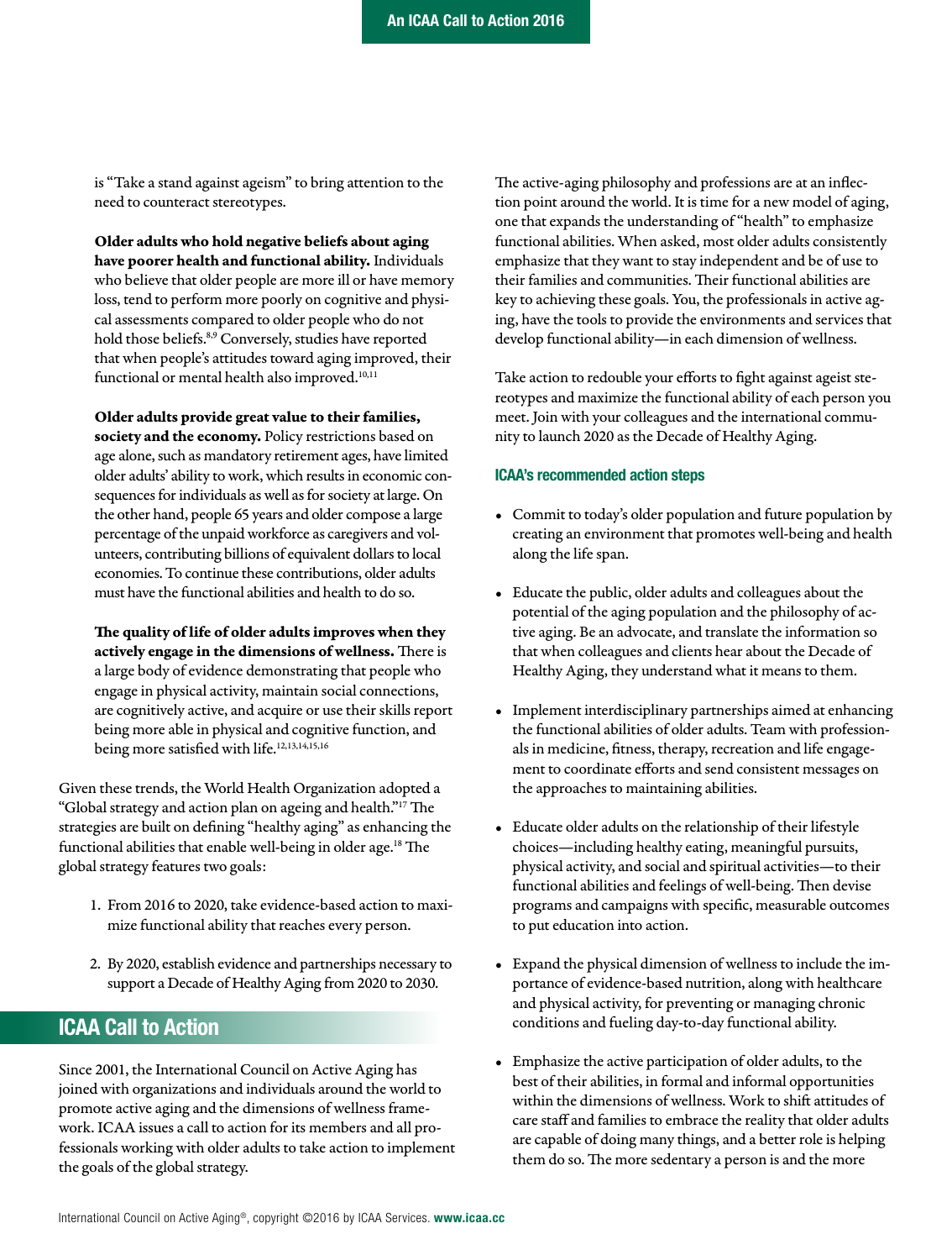is "Take a stand against ageism" to bring attention to the need to counteract stereotypes.

**Older adults who hold negative beliefs about aging have poorer health and functional ability.** Individuals who believe that older people are more ill or have memory loss, tend to perform more poorly on cognitive and physical assessments compared to older people who do not hold those beliefs.[8,9] Conversely, studies have reported that when people's attitudes toward aging improved, their functional or mental health also improved.[10,11]

**Older adults provide great value to their families, society and the economy.** Policy restrictions based on age alone, such as mandatory retirement ages, have limited older adults' ability to work, which results in economic consequences for individuals as well as for society at large. On the other hand, people 65 years and older compose a large percentage of the unpaid workforce as caregivers and volunteers, contributing billions of equivalent dollars to local economies. To continue these contributions, older adults must have the functional abilities and health to do so.

**The quality of life of older adults improves when they actively engage in the dimensions of wellness.** There is a large body of evidence demonstrating that people who engage in physical activity, maintain social connections, are cognitively active, and acquire or use their skills report being more able in physical and cognitive function, and being more satisfied with life.[12,13,14,15,16]

Given these trends, the World Health Organization adopted a "Global strategy and action plan on ageing and health."[17] The strategies are built on defining "healthy aging" as enhancing the functional abilities that enable well-being in older age.[18] The global strategy features two goals:

1. From 2016 to 2020, take evidence-based action to maximize functional ability that reaches every person.
2. By 2020, establish evidence and partnerships necessary to support a Decade of Healthy Aging from 2020 to 2030.

## ICAA Call to Action

Since 2001, the International Council on Active Aging has joined with organizations and individuals around the world to promote active aging and the dimensions of wellness framework. ICAA issues a call to action for its members and all professionals working with older adults to take action to implement the goals of the global strategy.

The active-aging philosophy and professions are at an inflection point around the world. It is time for a new model of aging, one that expands the understanding of "health" to emphasize functional abilities. When asked, most older adults consistently emphasize that they want to stay independent and be of use to their families and communities. Their functional abilities are key to achieving these goals. You, the professionals in active aging, have the tools to provide the environments and services that develop functional ability—in each dimension of wellness.

Take action to redouble your efforts to fight against ageist stereotypes and maximize the functional ability of each person you meet. Join with your colleagues and the international community to launch 2020 as the Decade of Healthy Aging.

### ICAA's recommended action steps

- Commit to today's older population and future population by creating an environment that promotes well-being and health along the life span.
- Educate the public, older adults and colleagues about the potential of the aging population and the philosophy of active aging. Be an advocate, and translate the information so that when colleagues and clients hear about the Decade of Healthy Aging, they understand what it means to them.
- Implement interdisciplinary partnerships aimed at enhancing the functional abilities of older adults. Team with professionals in medicine, fitness, therapy, recreation and life engagement to coordinate efforts and send consistent messages on the approaches to maintaining abilities.
- Educate older adults on the relationship of their lifestyle choices—including healthy eating, meaningful pursuits, physical activity, and social and spiritual activities—to their functional abilities and feelings of well-being. Then devise programs and campaigns with specific, measurable outcomes to put education into action.
- Expand the physical dimension of wellness to include the importance of evidence-based nutrition, along with healthcare and physical activity, for preventing or managing chronic conditions and fueling day-to-day functional ability.
- Emphasize the active participation of older adults, to the best of their abilities, in formal and informal opportunities within the dimensions of wellness. Work to shift attitudes of care staff and families to embrace the reality that older adults are capable of doing many things, and a better role is helping them do so. The more sedentary a person is and the more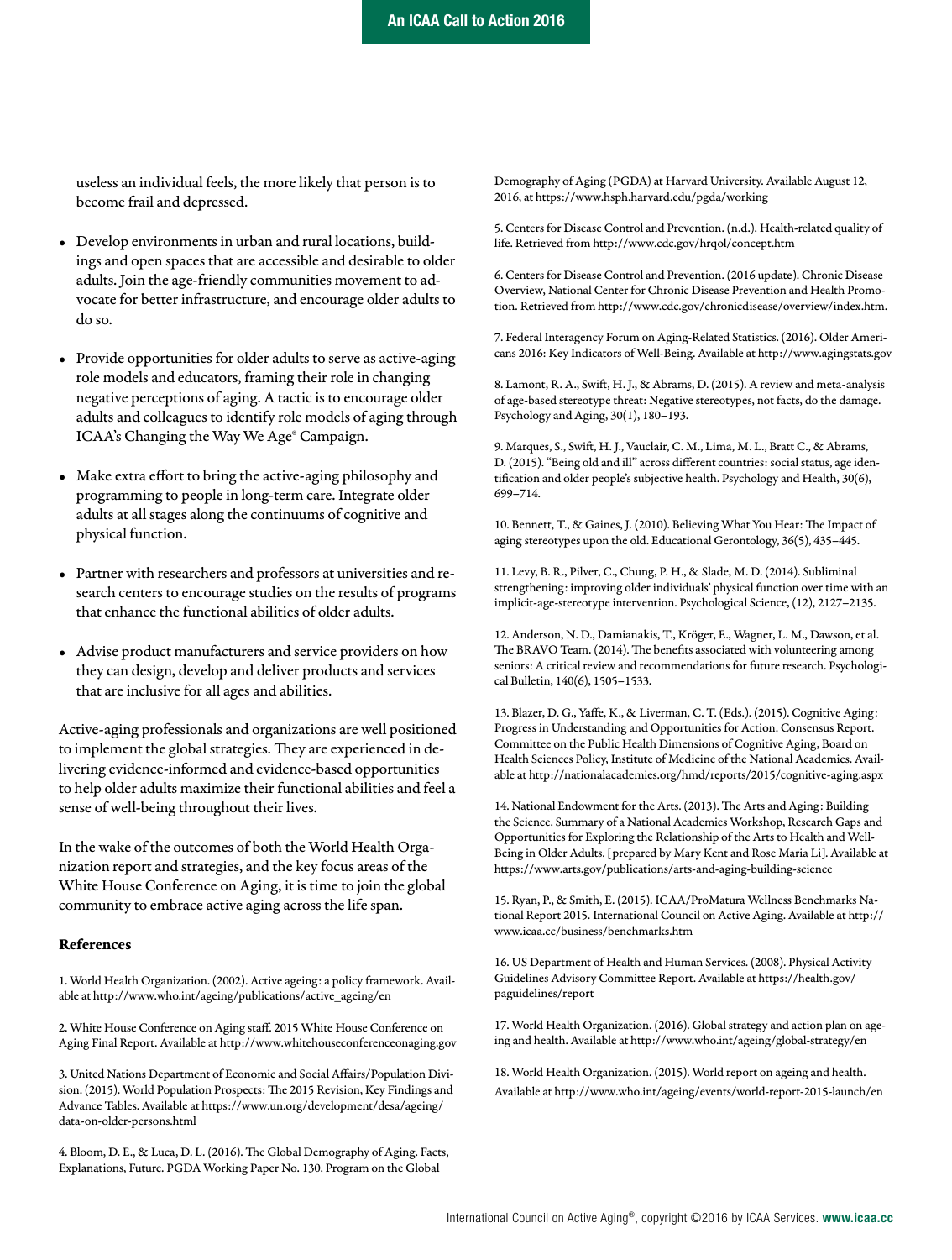useless an individual feels, the more likely that person is to become frail and depressed.

- Develop environments in urban and rural locations, buildings and open spaces that are accessible and desirable to older adults. Join the age-friendly communities movement to advocate for better infrastructure, and encourage older adults to do so.

- Provide opportunities for older adults to serve as active-aging role models and educators, framing their role in changing negative perceptions of aging. A tactic is to encourage older adults and colleagues to identify role models of aging through ICAA's Changing the Way We Age® Campaign.

- Make extra effort to bring the active-aging philosophy and programming to people in long-term care. Integrate older adults at all stages along the continuums of cognitive and physical function.

- Partner with researchers and professors at universities and research centers to encourage studies on the results of programs that enhance the functional abilities of older adults.

- Advise product manufacturers and service providers on how they can design, develop and deliver products and services that are inclusive for all ages and abilities.

Active-aging professionals and organizations are well positioned to implement the global strategies. They are experienced in delivering evidence-informed and evidence-based opportunities to help older adults maximize their functional abilities and feel a sense of well-being throughout their lives.

In the wake of the outcomes of both the World Health Organization report and strategies, and the key focus areas of the White House Conference on Aging, it is time to join the global community to embrace active aging across the life span.

## References

1. World Health Organization. (2002). Active ageing: a policy framework. Available at http://www.who.int/ageing/publications/active_ageing/en

2. White House Conference on Aging staff. 2015 White House Conference on Aging Final Report. Available at http://www.whitehouseconferenceonaging.gov

3. United Nations Department of Economic and Social Affairs/Population Division. (2015). World Population Prospects: The 2015 Revision, Key Findings and Advance Tables. Available at https://www.un.org/development/desa/ageing/data-on-older-persons.html

4. Bloom, D. E., & Luca, D. L. (2016). The Global Demography of Aging. Facts, Explanations, Future. PGDA Working Paper No. 130. Program on the Global Demography of Aging (PGDA) at Harvard University. Available August 12, 2016, at https://www.hsph.harvard.edu/pgda/working

5. Centers for Disease Control and Prevention. (n.d.). Health-related quality of life. Retrieved from http://www.cdc.gov/hrqol/concept.htm

6. Centers for Disease Control and Prevention. (2016 update). Chronic Disease Overview, National Center for Chronic Disease Prevention and Health Promotion. Retrieved from http://www.cdc.gov/chronicdisease/overview/index.htm.

7. Federal Interagency Forum on Aging-Related Statistics. (2016). Older Americans 2016: Key Indicators of Well-Being. Available at http://www.agingstats.gov

8. Lamont, R. A., Swift, H. J., & Abrams, D. (2015). A review and meta-analysis of age-based stereotype threat: Negative stereotypes, not facts, do the damage. Psychology and Aging, 30(1), 180–193.

9. Marques, S., Swift, H. J., Vauclair, C. M., Lima, M. L., Bratt C., & Abrams, D. (2015). "Being old and ill" across different countries: social status, age identification and older people's subjective health. Psychology and Health, 30(6), 699–714.

10. Bennett, T., & Gaines, J. (2010). Believing What You Hear: The Impact of aging stereotypes upon the old. Educational Gerontology, 36(5), 435–445.

11. Levy, B. R., Pilver, C., Chung, P. H., & Slade, M. D. (2014). Subliminal strengthening: improving older individuals' physical function over time with an implicit-age-stereotype intervention. Psychological Science, (12), 2127–2135.

12. Anderson, N. D., Damianakis, T., Kröger, E., Wagner, L. M., Dawson, et al. The BRAVO Team. (2014). The benefits associated with volunteering among seniors: A critical review and recommendations for future research. Psychological Bulletin, 140(6), 1505–1533.

13. Blazer, D. G., Yaffe, K., & Liverman, C. T. (Eds.). (2015). Cognitive Aging: Progress in Understanding and Opportunities for Action. Consensus Report. Committee on the Public Health Dimensions of Cognitive Aging, Board on Health Sciences Policy, Institute of Medicine of the National Academies. Available at http://nationalacademies.org/hmd/reports/2015/cognitive-aging.aspx

14. National Endowment for the Arts. (2013). The Arts and Aging: Building the Science. Summary of a National Academies Workshop, Research Gaps and Opportunities for Exploring the Relationship of the Arts to Health and Well-Being in Older Adults. [prepared by Mary Kent and Rose Maria Li]. Available at https://www.arts.gov/publications/arts-and-aging-building-science

15. Ryan, P., & Smith, E. (2015). ICAA/ProMatura Wellness Benchmarks National Report 2015. International Council on Active Aging. Available at http://www.icaa.cc/business/benchmarks.htm

16. US Department of Health and Human Services. (2008). Physical Activity Guidelines Advisory Committee Report. Available at https://health.gov/paguidelines/report

17. World Health Organization. (2016). Global strategy and action plan on ageing and health. Available at http://www.who.int/ageing/global-strategy/en

18. World Health Organization. (2015). World report on ageing and health. Available at http://www.who.int/ageing/events/world-report-2015-launch/en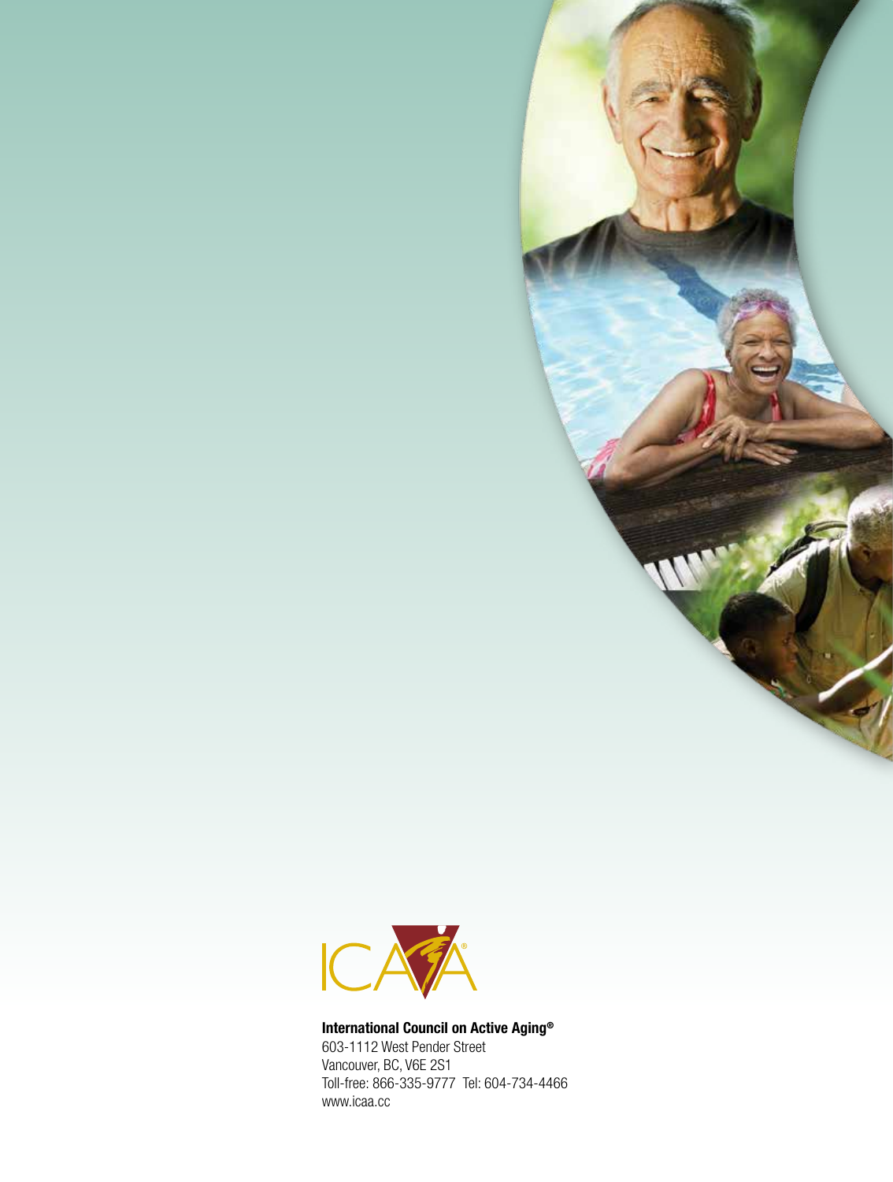ICAA

**International Council on Active Aging®**
603-1112 West Pender Street
Vancouver, BC, V6E 2S1
Toll-free: 866-335-9777 Tel: 604-734-4466
www.icaa.cc